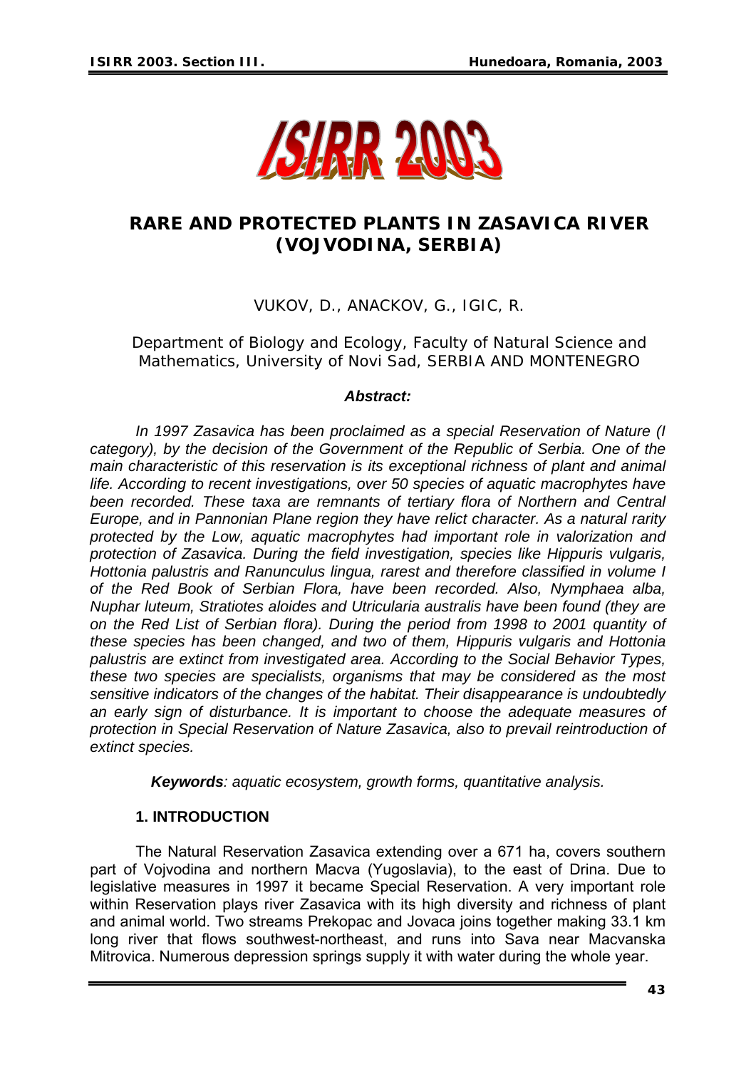# RARE AND PROTECTED PLANTS IN ZASAVICA RIVER (VOJVODINA, SERBIA)

VUKOV, D., ANACKOV, G., IGIC, R.

Department of Biology and Ecology, Faculty of Natural Science and Mathematics, University of Novi Sad, SERBIA AND MONTENEGRO

***Abstract:***

*In 1997 Zasavica has been proclaimed as a special Reservation of Nature (I category), by the decision of the Government of the Republic of Serbia. One of the main characteristic of this reservation is its exceptional richness of plant and animal life. According to recent investigations, over 50 species of aquatic macrophytes have been recorded. These taxa are remnants of tertiary flora of Northern and Central Europe, and in Pannonian Plane region they have relict character. As a natural rarity protected by the Low, aquatic macrophytes had important role in valorization and protection of Zasavica. During the field investigation, species like Hippuris vulgaris, Hottonia palustris and Ranunculus lingua, rarest and therefore classified in volume I of the Red Book of Serbian Flora, have been recorded. Also, Nymphaea alba, Nuphar luteum, Stratiotes aloides and Utricularia australis have been found (they are on the Red List of Serbian flora). During the period from 1998 to 2001 quantity of these species has been changed, and two of them, Hippuris vulgaris and Hottonia palustris are extinct from investigated area. According to the Social Behavior Types, these two species are specialists, organisms that may be considered as the most sensitive indicators of the changes of the habitat. Their disappearance is undoubtedly an early sign of disturbance. It is important to choose the adequate measures of protection in Special Reservation of Nature Zasavica, also to prevail reintroduction of extinct species.*

***Keywords****: aquatic ecosystem, growth forms, quantitative analysis.*

## 1. INTRODUCTION

The Natural Reservation Zasavica extending over a 671 ha, covers southern part of Vojvodina and northern Macva (Yugoslavia), to the east of Drina. Due to legislative measures in 1997 it became Special Reservation. A very important role within Reservation plays river Zasavica with its high diversity and richness of plant and animal world. Two streams Prekopac and Jovaca joins together making 33.1 km long river that flows southwest-northeast, and runs into Sava near Macvanska Mitrovica. Numerous depression springs supply it with water during the whole year.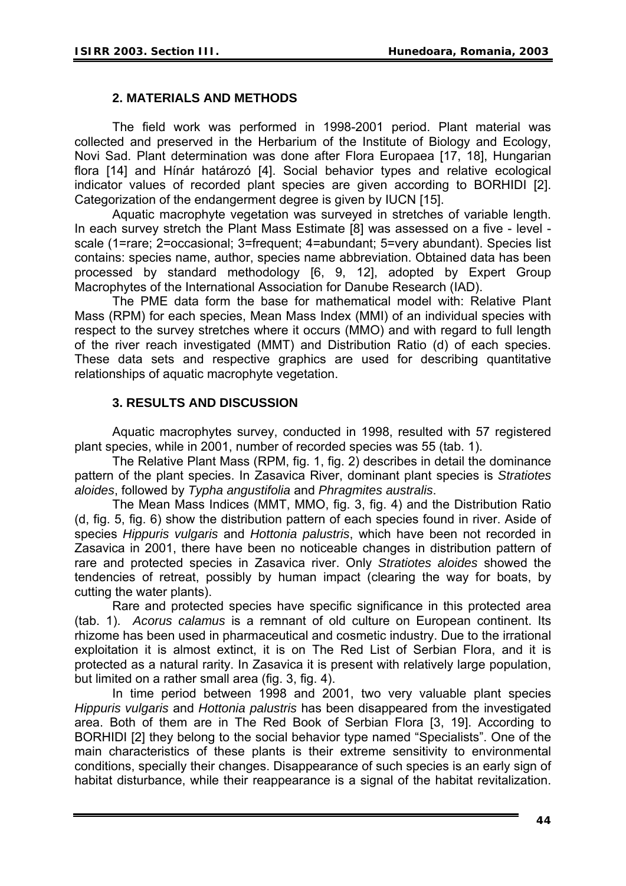## 2. MATERIALS AND METHODS

The field work was performed in 1998-2001 period. Plant material was collected and preserved in the Herbarium of the Institute of Biology and Ecology, Novi Sad. Plant determination was done after Flora Europaea [17, 18], Hungarian flora [14] and Hínár határozó [4]. Social behavior types and relative ecological indicator values of recorded plant species are given according to BORHIDI [2]. Categorization of the endangerment degree is given by IUCN [15].

Aquatic macrophyte vegetation was surveyed in stretches of variable length. In each survey stretch the Plant Mass Estimate [8] was assessed on a five - level - scale (1=rare; 2=occasional; 3=frequent; 4=abundant; 5=very abundant). Species list contains: species name, author, species name abbreviation. Obtained data has been processed by standard methodology [6, 9, 12], adopted by Expert Group Macrophytes of the International Association for Danube Research (IAD).

The PME data form the base for mathematical model with: Relative Plant Mass (RPM) for each species, Mean Mass Index (MMI) of an individual species with respect to the survey stretches where it occurs (MMO) and with regard to full length of the river reach investigated (MMT) and Distribution Ratio (d) of each species. These data sets and respective graphics are used for describing quantitative relationships of aquatic macrophyte vegetation.

## 3. RESULTS AND DISCUSSION

Aquatic macrophytes survey, conducted in 1998, resulted with 57 registered plant species, while in 2001, number of recorded species was 55 (tab. 1).

The Relative Plant Mass (RPM, fig. 1, fig. 2) describes in detail the dominance pattern of the plant species. In Zasavica River, dominant plant species is *Stratiotes aloides*, followed by *Typha angustifolia* and *Phragmites australis*.

The Mean Mass Indices (MMT, MMO, fig. 3, fig. 4) and the Distribution Ratio (d, fig. 5, fig. 6) show the distribution pattern of each species found in river. Aside of species *Hippuris vulgaris* and *Hottonia palustris*, which have been not recorded in Zasavica in 2001, there have been no noticeable changes in distribution pattern of rare and protected species in Zasavica river. Only *Stratiotes aloides* showed the tendencies of retreat, possibly by human impact (clearing the way for boats, by cutting the water plants).

Rare and protected species have specific significance in this protected area (tab. 1). *Acorus calamus* is a remnant of old culture on European continent. Its rhizome has been used in pharmaceutical and cosmetic industry. Due to the irrational exploitation it is almost extinct, it is on The Red List of Serbian Flora, and it is protected as a natural rarity. In Zasavica it is present with relatively large population, but limited on a rather small area (fig. 3, fig. 4).

In time period between 1998 and 2001, two very valuable plant species *Hippuris vulgaris* and *Hottonia palustris* has been disappeared from the investigated area. Both of them are in The Red Book of Serbian Flora [3, 19]. According to BORHIDI [2] they belong to the social behavior type named "Specialists". One of the main characteristics of these plants is their extreme sensitivity to environmental conditions, specially their changes. Disappearance of such species is an early sign of habitat disturbance, while their reappearance is a signal of the habitat revitalization.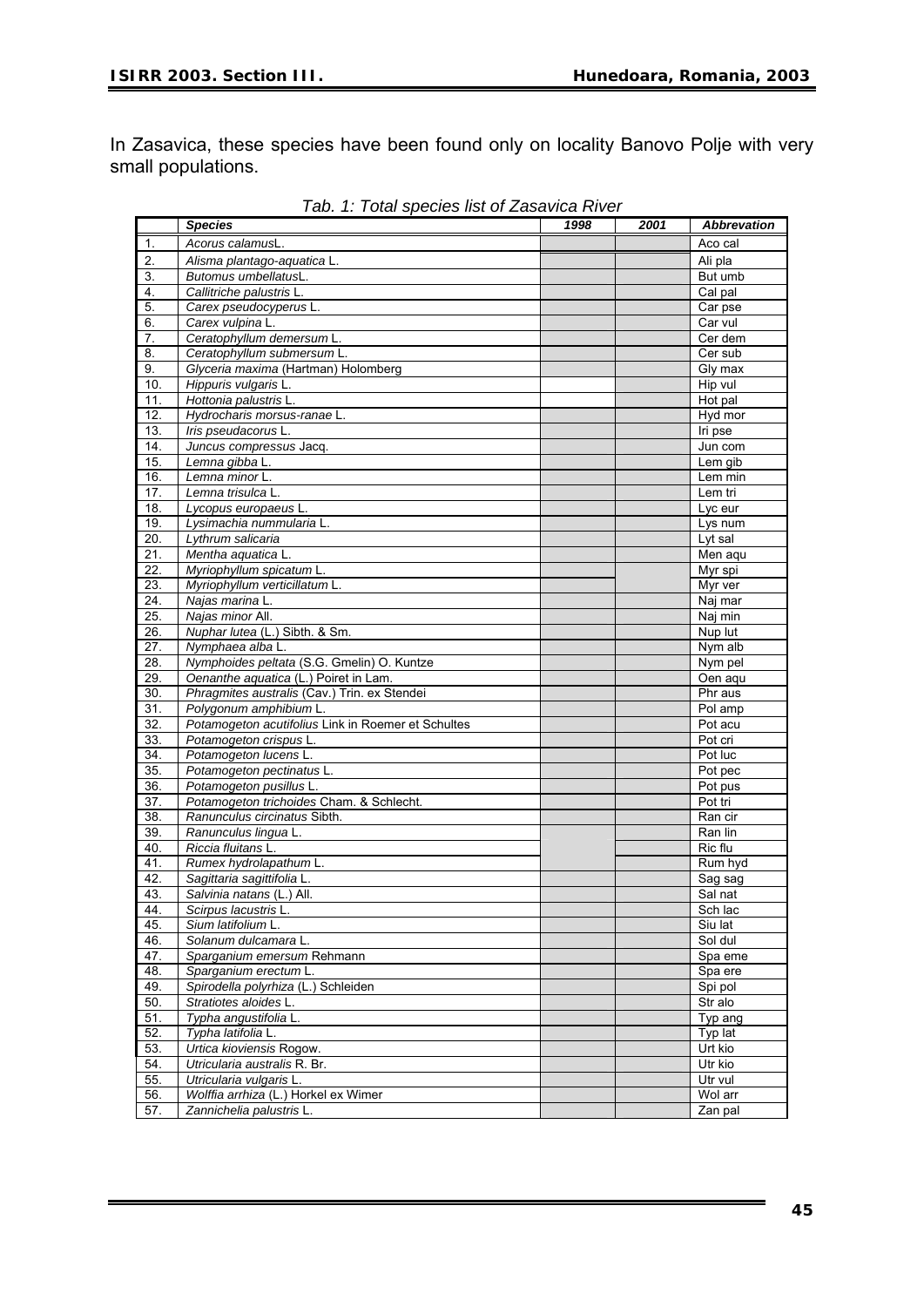In Zasavica, these species have been found only on locality Banovo Polje with very small populations.

*Tab. 1: Total species list of Zasavica River*

| | ***Species*** | ***1998*** | ***2001*** | ***Abbrevation*** |
|---|---|---|---|---|
| 1. | *Acorus calamus*L. | | | Aco cal |
| 2. | *Alisma plantago-aquatica* L. | | | Ali pla |
| 3. | *Butomus umbellatus*L. | | | But umb |
| 4. | *Callitriche palustris* L. | | | Cal pal |
| 5. | *Carex pseudocyperus* L. | | | Car pse |
| 6. | *Carex vulpina* L. | | | Car vul |
| 7. | *Ceratophyllum demersum* L. | | | Cer dem |
| 8. | *Ceratophyllum submersum* L. | | | Cer sub |
| 9. | *Glyceria maxima* (Hartman) Holomberg | | | Gly max |
| 10. | *Hippuris vulgaris* L. | | | Hip vul |
| 11. | *Hottonia palustris* L. | | | Hot pal |
| 12. | *Hydrocharis morsus-ranae* L. | | | Hyd mor |
| 13. | *Iris pseudacorus* L. | | | Iri pse |
| 14. | *Juncus compressus* Jacq. | | | Jun com |
| 15. | *Lemna gibba* L. | | | Lem gib |
| 16. | *Lemna minor* L. | | | Lem min |
| 17. | *Lemna trisulca* L. | | | Lem tri |
| 18. | *Lycopus europaeus* L. | | | Lyc eur |
| 19. | *Lysimachia nummularia* L. | | | Lys num |
| 20. | *Lythrum salicaria* | | | Lyt sal |
| 21. | *Mentha aquatica* L. | | | Men aqu |
| 22. | *Myriophyllum spicatum* L. | | | Myr spi |
| 23. | *Myriophyllum verticillatum* L. | | | Myr ver |
| 24. | *Najas marina* L. | | | Naj mar |
| 25. | *Najas minor* All. | | | Naj min |
| 26. | *Nuphar lutea* (L.) Sibth. & Sm. | | | Nup lut |
| 27. | *Nymphaea alba* L. | | | Nym alb |
| 28. | *Nymphoides peltata* (S.G. Gmelin) O. Kuntze | | | Nym pel |
| 29. | *Oenanthe aquatica* (L.) Poiret in Lam. | | | Oen aqu |
| 30. | *Phragmites australis* (Cav.) Trin. ex Stendei | | | Phr aus |
| 31. | *Polygonum amphibium* L. | | | Pol amp |
| 32. | *Potamogeton acutifolius* Link in Roemer et Schultes | | | Pot acu |
| 33. | *Potamogeton crispus* L. | | | Pot cri |
| 34. | *Potamogeton lucens* L. | | | Pot luc |
| 35. | *Potamogeton pectinatus* L. | | | Pot pec |
| 36. | *Potamogeton pusillus* L. | | | Pot pus |
| 37. | *Potamogeton trichoides* Cham. & Schlecht. | | | Pot tri |
| 38. | *Ranunculus circinatus* Sibth. | | | Ran cir |
| 39. | *Ranunculus lingua* L. | | | Ran lin |
| 40. | *Riccia fluitans* L. | | | Ric flu |
| 41. | *Rumex hydrolapathum* L. | | | Rum hyd |
| 42. | *Sagittaria sagittifolia* L. | | | Sag sag |
| 43. | *Salvinia natans* (L.) All. | | | Sal nat |
| 44. | *Scirpus lacustris* L. | | | Sch lac |
| 45. | *Sium latifolium* L. | | | Siu lat |
| 46. | *Solanum dulcamara* L. | | | Sol dul |
| 47. | *Sparganium emersum* Rehmann | | | Spa eme |
| 48. | *Sparganium erectum* L. | | | Spa ere |
| 49. | *Spirodella polyrhiza* (L.) Schleiden | | | Spi pol |
| 50. | *Stratiotes aloides* L. | | | Str alo |
| 51. | *Typha angustifolia* L. | | | Typ ang |
| 52. | *Typha latifolia* L. | | | Typ lat |
| 53. | *Urtica kioviensis* Rogow. | | | Urt kio |
| 54. | *Utricularia australis* R. Br. | | | Utr kio |
| 55. | *Utricularia vulgaris* L. | | | Utr vul |
| 56. | *Wolffia arrhiza* (L.) Horkel ex Wimer | | | Wol arr |
| 57. | *Zannichelia palustris* L. | | | Zan pal |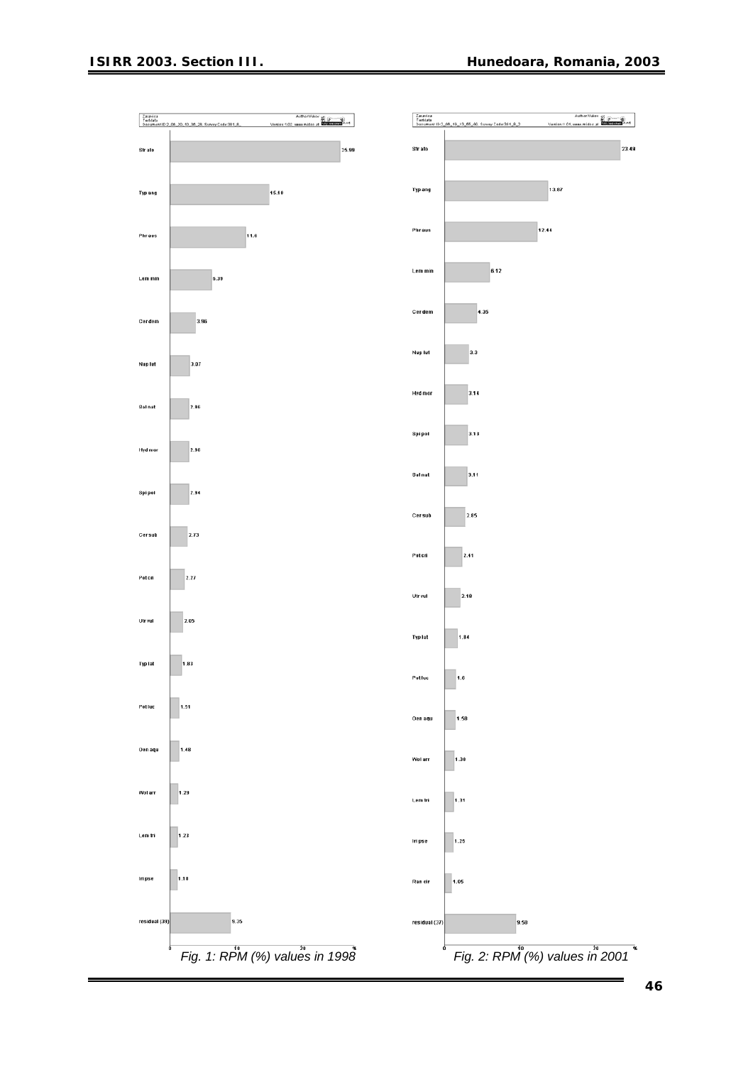Fig. 1: RPM (%) values in 1998

Fig. 2: RPM (%) values in 2001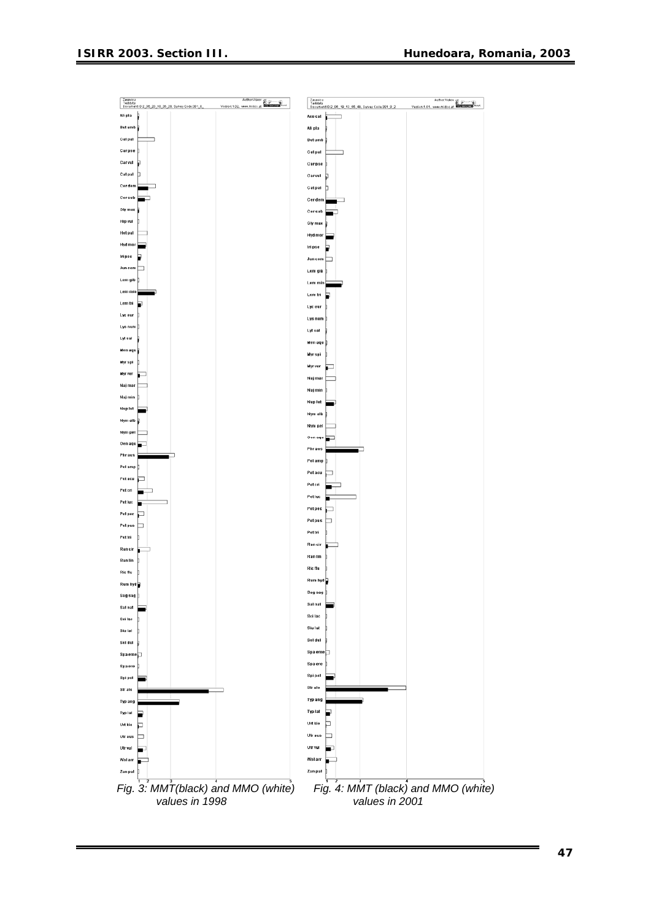Fig. 3: MMT(black) and MMO (white) values in 1998

Fig. 4: MMT (black) and MMO (white) values in 2001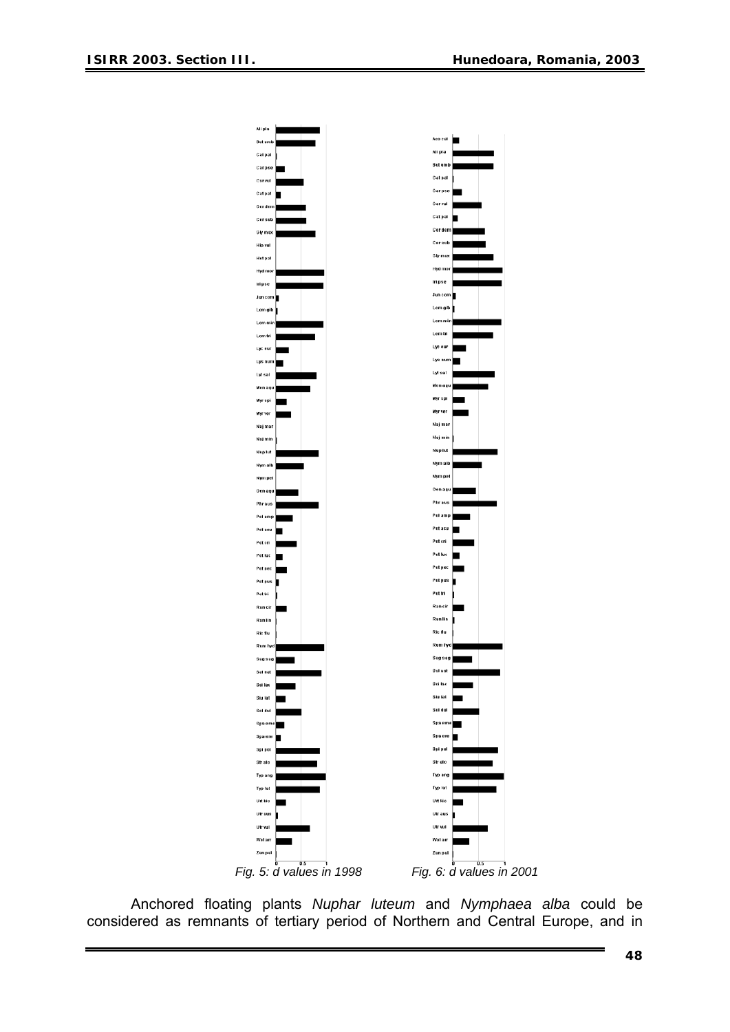*Fig. 5: d values in 1998*

*Fig. 6: d values in 2001*

Anchored floating plants *Nuphar luteum* and *Nymphaea alba* could be considered as remnants of tertiary period of Northern and Central Europe, and in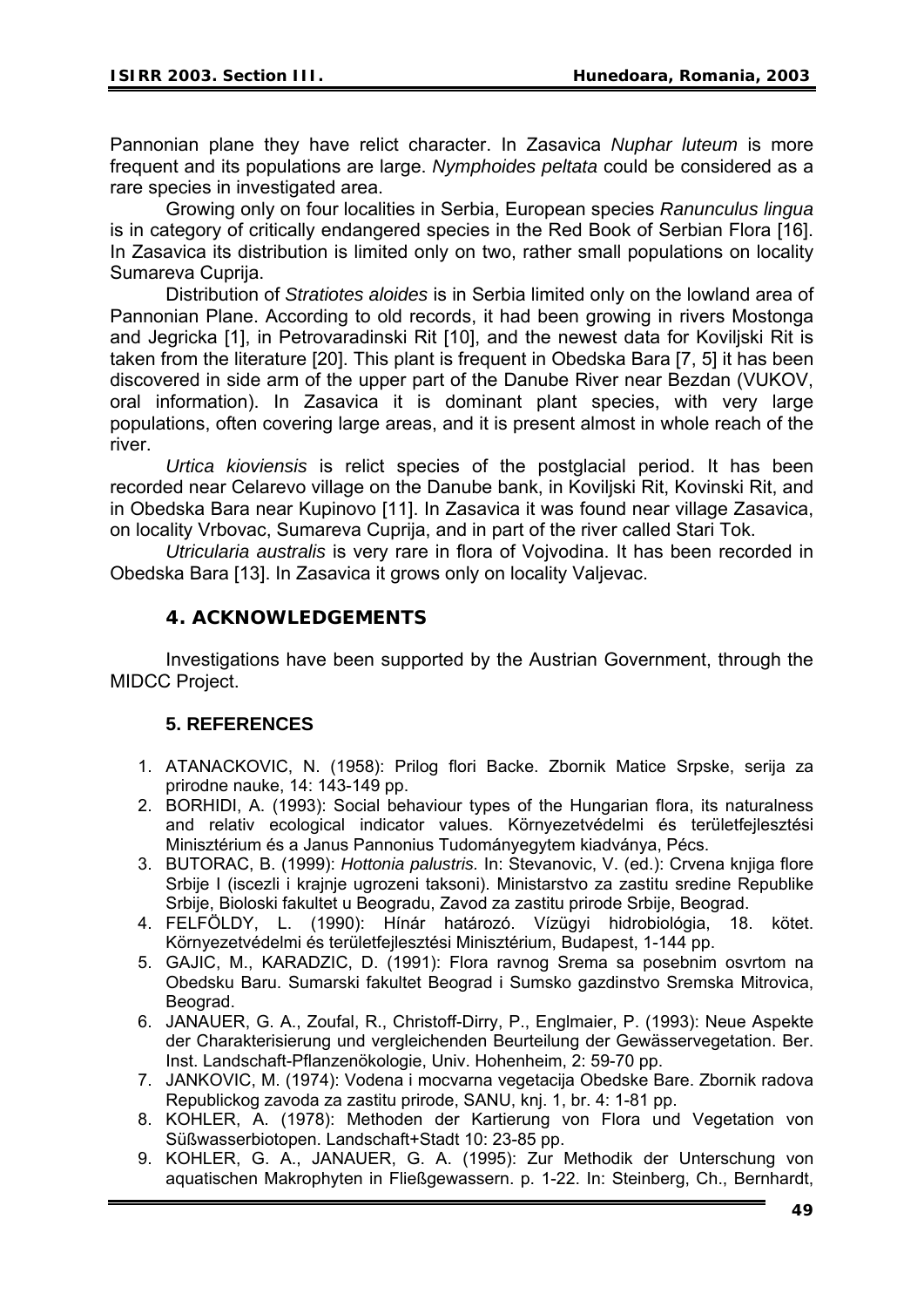Pannonian plane they have relict character. In Zasavica *Nuphar luteum* is more frequent and its populations are large. *Nymphoides peltata* could be considered as a rare species in investigated area.

Growing only on four localities in Serbia, European species *Ranunculus lingua* is in category of critically endangered species in the Red Book of Serbian Flora [16]. In Zasavica its distribution is limited only on two, rather small populations on locality Sumareva Cuprija.

Distribution of *Stratiotes aloides* is in Serbia limited only on the lowland area of Pannonian Plane. According to old records, it had been growing in rivers Mostonga and Jegricka [1], in Petrovaradinski Rit [10], and the newest data for Koviljski Rit is taken from the literature [20]. This plant is frequent in Obedska Bara [7, 5] it has been discovered in side arm of the upper part of the Danube River near Bezdan (VUKOV, oral information). In Zasavica it is dominant plant species, with very large populations, often covering large areas, and it is present almost in whole reach of the river.

*Urtica kioviensis* is relict species of the postglacial period. It has been recorded near Celarevo village on the Danube bank, in Koviljski Rit, Kovinski Rit, and in Obedska Bara near Kupinovo [11]. In Zasavica it was found near village Zasavica, on locality Vrbovac, Sumareva Cuprija, and in part of the river called Stari Tok.

*Utricularia australis* is very rare in flora of Vojvodina. It has been recorded in Obedska Bara [13]. In Zasavica it grows only on locality Valjevac.

## 4. ACKNOWLEDGEMENTS

Investigations have been supported by the Austrian Government, through the MIDCC Project.

## 5. REFERENCES

1. ATANACKOVIC, N. (1958): Prilog flori Backe. Zbornik Matice Srpske, serija za prirodne nauke, 14: 143-149 pp.
2. BORHIDI, A. (1993): Social behaviour types of the Hungarian flora, its naturalness and relativ ecological indicator values. Környezetvédelmi és területfejlesztési Minisztérium és a Janus Pannonius Tudományegytem kiadványa, Pécs.
3. BUTORAC, B. (1999): *Hottonia palustris.* In: Stevanovic, V. (ed.): Crvena knjiga flore Srbije I (iscezli i krajnje ugrozeni taksoni). Ministarstvo za zastitu sredine Republike Srbije, Bioloski fakultet u Beogradu, Zavod za zastitu prirode Srbije, Beograd.
4. FELFÖLDY, L. (1990): Hínár határozó. Vízügyi hidrobiológia, 18. kötet. Környezetvédelmi és területfejlesztési Minisztérium, Budapest, 1-144 pp.
5. GAJIC, M., KARADZIC, D. (1991): Flora ravnog Srema sa posebnim osvrtom na Obedsku Baru. Sumarski fakultet Beograd i Sumsko gazdinstvo Sremska Mitrovica, Beograd.
6. JANAUER, G. A., Zoufal, R., Christoff-Dirry, P., Englmaier, P. (1993): Neue Aspekte der Charakterisierung und vergleichenden Beurteilung der Gewässervegetation. Ber. Inst. Landschaft-Pflanzenökologie, Univ. Hohenheim, 2: 59-70 pp.
7. JANKOVIC, M. (1974): Vodena i mocvarna vegetacija Obedske Bare. Zbornik radova Republickog zavoda za zastitu prirode, SANU, knj. 1, br. 4: 1-81 pp.
8. KOHLER, A. (1978): Methoden der Kartierung von Flora und Vegetation von Süßwasserbiotopen. Landschaft+Stadt 10: 23-85 pp.
9. KOHLER, G. A., JANAUER, G. A. (1995): Zur Methodik der Unterschung von aquatischen Makrophyten in Fließgewassern. p. 1-22. In: Steinberg, Ch., Bernhardt,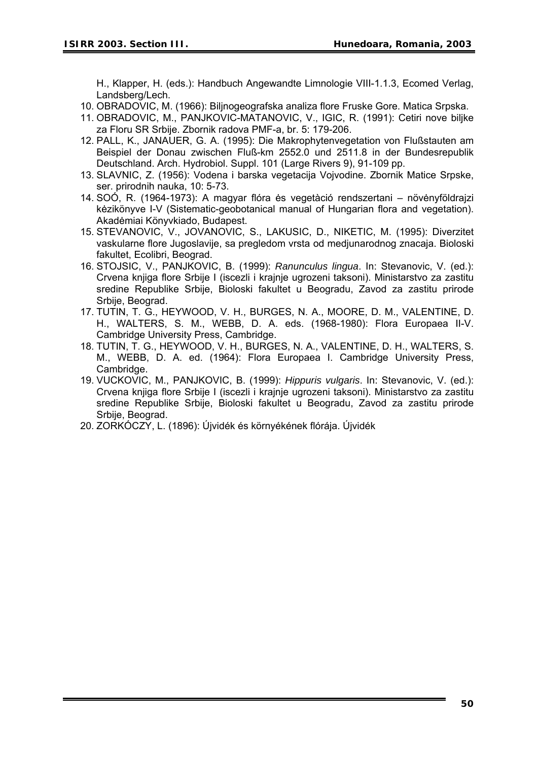H., Klapper, H. (eds.): Handbuch Angewandte Limnologie VIII-1.1.3, Ecomed Verlag, Landsberg/Lech.

10. OBRADOVIC, M. (1966): Biljnogeografska analiza flore Fruske Gore. Matica Srpska.
11. OBRADOVIC, M., PANJKOVIC-MATANOVIC, V., IGIC, R. (1991): Cetiri nove biljke za Floru SR Srbije. Zbornik radova PMF-a, br. 5: 179-206.
12. PALL, K., JANAUER, G. A. (1995): Die Makrophytenvegetation von Flußstauten am Beispiel der Donau zwischen Fluß-km 2552.0 und 2511.8 in der Bundesrepublik Deutschland. Arch. Hydrobiol. Suppl. 101 (Large Rivers 9), 91-109 pp.
13. SLAVNIC, Z. (1956): Vodena i barska vegetacija Vojvodine. Zbornik Matice Srpske, ser. prirodnih nauka, 10: 5-73.
14. SOÓ, R. (1964-1973): A magyar flóra ės vegetàció rendszertani – növėnyföldrajzi kėzikönyve I-V (Sistematic-geobotanical manual of Hungarian flora and vegetation). Akadėmiai Könyvkiado, Budapest.
15. STEVANOVIC, V., JOVANOVIC, S., LAKUSIC, D., NIKETIC, M. (1995): Diverzitet vaskularne flore Jugoslavije, sa pregledom vrsta od medjunarodnog znacaja. Bioloski fakultet, Ecolibri, Beograd.
16. STOJSIC, V., PANJKOVIC, B. (1999): *Ranunculus lingua*. In: Stevanovic, V. (ed.): Crvena knjiga flore Srbije I (iscezli i krajnje ugrozeni taksoni). Ministarstvo za zastitu sredine Republike Srbije, Bioloski fakultet u Beogradu, Zavod za zastitu prirode Srbije, Beograd.
17. TUTIN, T. G., HEYWOOD, V. H., BURGES, N. A., MOORE, D. M., VALENTINE, D. H., WALTERS, S. M., WEBB, D. A. eds. (1968-1980): Flora Europaea II-V. Cambridge University Press, Cambridge.
18. TUTIN, T. G., HEYWOOD, V. H., BURGES, N. A., VALENTINE, D. H., WALTERS, S. M., WEBB, D. A. ed. (1964): Flora Europaea I. Cambridge University Press, Cambridge.
19. VUCKOVIC, M., PANJKOVIC, B. (1999): *Hippuris vulgaris*. In: Stevanovic, V. (ed.): Crvena knjiga flore Srbije I (iscezli i krajnje ugrozeni taksoni). Ministarstvo za zastitu sredine Republike Srbije, Bioloski fakultet u Beogradu, Zavod za zastitu prirode Srbije, Beograd.
20. ZORKÓCZY, L. (1896): Újvidék és környékének flórája. Újvidék